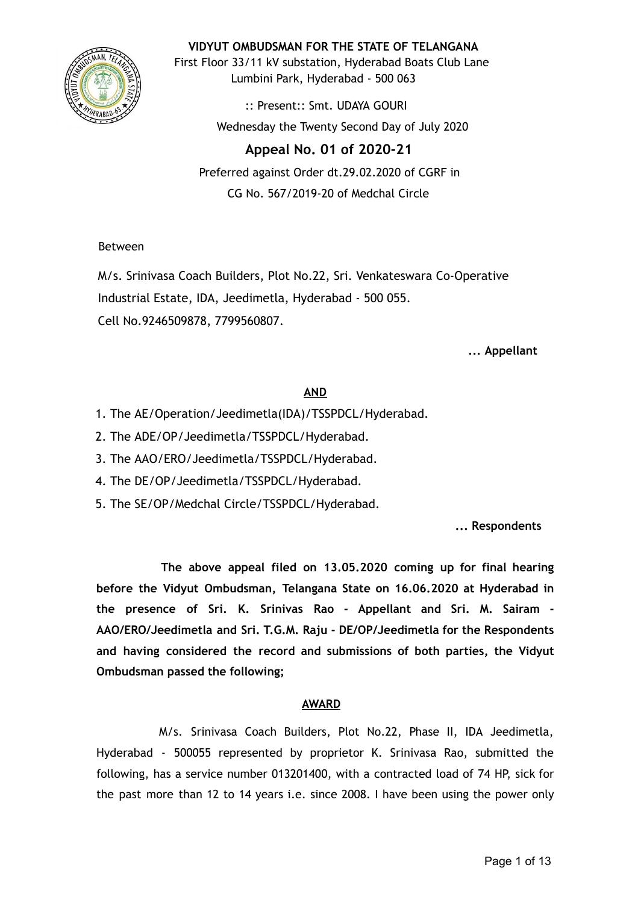**VIDYUT OMBUDSMAN FOR THE STATE OF TELANGANA**

First Floor 33/11 kV substation, Hyderabad Boats Club Lane
Lumbini Park, Hyderabad - 500 063

:: Present:: Smt. UDAYA GOURI

Wednesday the Twenty Second Day of July 2020

## Appeal No. 01 of 2020-21

Preferred against Order dt.29.02.2020 of CGRF in
CG No. 567/2019-20 of Medchal Circle

Between

M/s. Srinivasa Coach Builders, Plot No.22, Sri. Venkateswara Co-Operative Industrial Estate, IDA, Jeedimetla, Hyderabad - 500 055.
Cell No.9246509878, 7799560807.

**... Appellant**

**AND**

1. The AE/Operation/Jeedimetla(IDA)/TSSPDCL/Hyderabad.
2. The ADE/OP/Jeedimetla/TSSPDCL/Hyderabad.
3. The AAO/ERO/Jeedimetla/TSSPDCL/Hyderabad.
4. The DE/OP/Jeedimetla/TSSPDCL/Hyderabad.
5. The SE/OP/Medchal Circle/TSSPDCL/Hyderabad.

**... Respondents**

**The above appeal filed on 13.05.2020 coming up for final hearing before the Vidyut Ombudsman, Telangana State on 16.06.2020 at Hyderabad in the presence of Sri. K. Srinivas Rao - Appellant and Sri. M. Sairam - AAO/ERO/Jeedimetla and Sri. T.G.M. Raju - DE/OP/Jeedimetla for the Respondents and having considered the record and submissions of both parties, the Vidyut Ombudsman passed the following;**

**AWARD**

M/s. Srinivasa Coach Builders, Plot No.22, Phase II, IDA Jeedimetla, Hyderabad - 500055 represented by proprietor K. Srinivasa Rao, submitted the following, has a service number 013201400, with a contracted load of 74 HP, sick for the past more than 12 to 14 years i.e. since 2008. I have been using the power only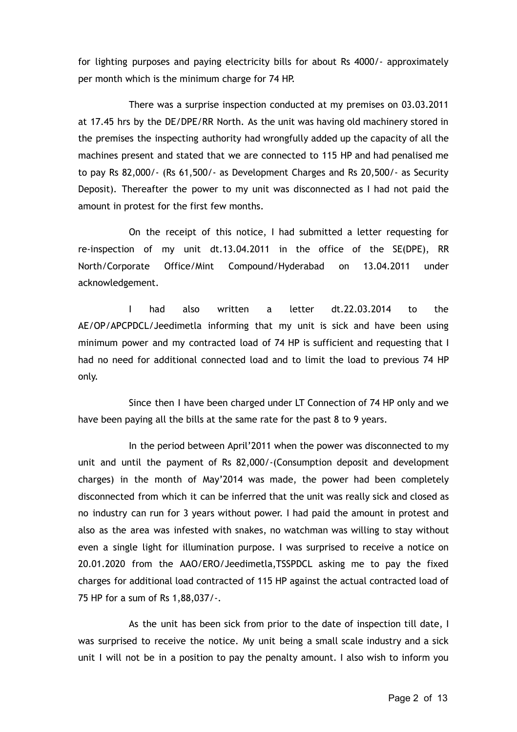for lighting purposes and paying electricity bills for about Rs 4000/- approximately per month which is the minimum charge for 74 HP.

There was a surprise inspection conducted at my premises on 03.03.2011 at 17.45 hrs by the DE/DPE/RR North. As the unit was having old machinery stored in the premises the inspecting authority had wrongfully added up the capacity of all the machines present and stated that we are connected to 115 HP and had penalised me to pay Rs 82,000/- (Rs 61,500/- as Development Charges and Rs 20,500/- as Security Deposit). Thereafter the power to my unit was disconnected as I had not paid the amount in protest for the first few months.

On the receipt of this notice, I had submitted a letter requesting for re-inspection of my unit dt.13.04.2011 in the office of the SE(DPE), RR North/Corporate Office/Mint Compound/Hyderabad on 13.04.2011 under acknowledgement.

I had also written a letter dt.22.03.2014 to the AE/OP/APCPDCL/Jeedimetla informing that my unit is sick and have been using minimum power and my contracted load of 74 HP is sufficient and requesting that I had no need for additional connected load and to limit the load to previous 74 HP only.

Since then I have been charged under LT Connection of 74 HP only and we have been paying all the bills at the same rate for the past 8 to 9 years.

In the period between April'2011 when the power was disconnected to my unit and until the payment of Rs 82,000/-(Consumption deposit and development charges) in the month of May'2014 was made, the power had been completely disconnected from which it can be inferred that the unit was really sick and closed as no industry can run for 3 years without power. I had paid the amount in protest and also as the area was infested with snakes, no watchman was willing to stay without even a single light for illumination purpose. I was surprised to receive a notice on 20.01.2020 from the AAO/ERO/Jeedimetla,TSSPDCL asking me to pay the fixed charges for additional load contracted of 115 HP against the actual contracted load of 75 HP for a sum of Rs 1,88,037/-.

As the unit has been sick from prior to the date of inspection till date, I was surprised to receive the notice. My unit being a small scale industry and a sick unit I will not be in a position to pay the penalty amount. I also wish to inform you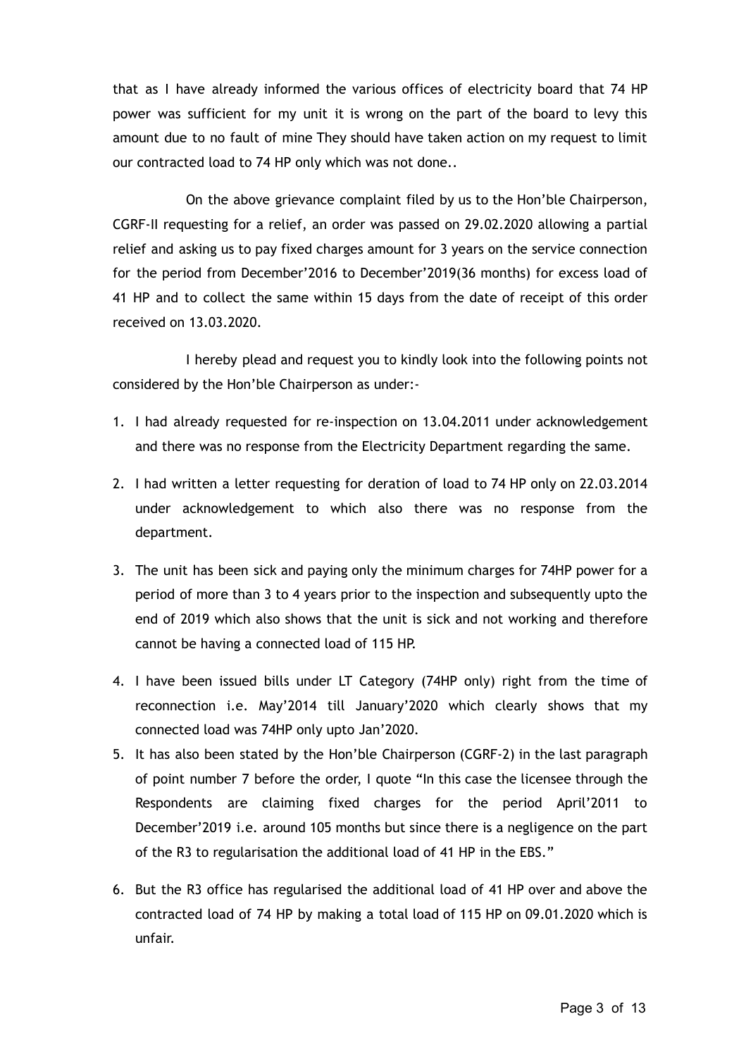that as I have already informed the various offices of electricity board that 74 HP power was sufficient for my unit it is wrong on the part of the board to levy this amount due to no fault of mine They should have taken action on my request to limit our contracted load to 74 HP only which was not done..

On the above grievance complaint filed by us to the Hon'ble Chairperson, CGRF-II requesting for a relief, an order was passed on 29.02.2020 allowing a partial relief and asking us to pay fixed charges amount for 3 years on the service connection for the period from December'2016 to December'2019(36 months) for excess load of 41 HP and to collect the same within 15 days from the date of receipt of this order received on 13.03.2020.

I hereby plead and request you to kindly look into the following points not considered by the Hon'ble Chairperson as under:-

1. I had already requested for re-inspection on 13.04.2011 under acknowledgement and there was no response from the Electricity Department regarding the same.
2. I had written a letter requesting for deration of load to 74 HP only on 22.03.2014 under acknowledgement to which also there was no response from the department.
3. The unit has been sick and paying only the minimum charges for 74HP power for a period of more than 3 to 4 years prior to the inspection and subsequently upto the end of 2019 which also shows that the unit is sick and not working and therefore cannot be having a connected load of 115 HP.
4. I have been issued bills under LT Category (74HP only) right from the time of reconnection i.e. May'2014 till January'2020 which clearly shows that my connected load was 74HP only upto Jan'2020.
5. It has also been stated by the Hon'ble Chairperson (CGRF-2) in the last paragraph of point number 7 before the order, I quote "In this case the licensee through the Respondents are claiming fixed charges for the period April'2011 to December'2019 i.e. around 105 months but since there is a negligence on the part of the R3 to regularisation the additional load of 41 HP in the EBS."
6. But the R3 office has regularised the additional load of 41 HP over and above the contracted load of 74 HP by making a total load of 115 HP on 09.01.2020 which is unfair.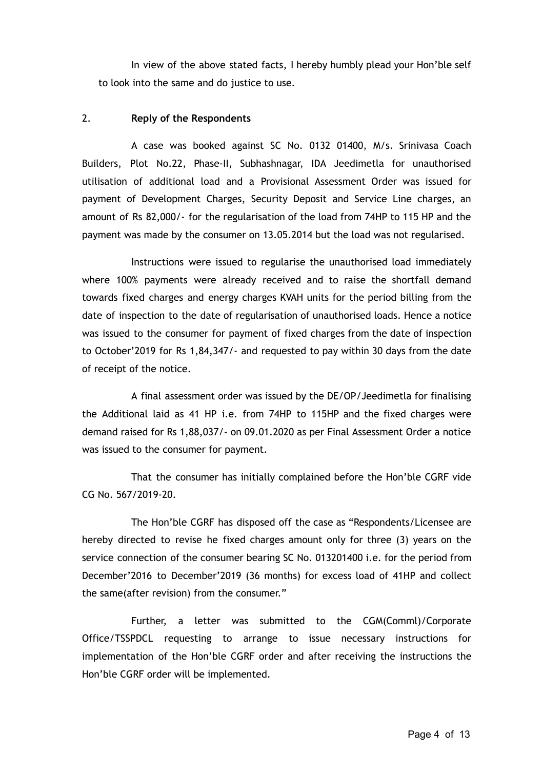In view of the above stated facts, I hereby humbly plead your Hon'ble self to look into the same and do justice to use.

2. **Reply of the Respondents**

A case was booked against SC No. 0132 01400, M/s. Srinivasa Coach Builders, Plot No.22, Phase-II, Subhashnagar, IDA Jeedimetla for unauthorised utilisation of additional load and a Provisional Assessment Order was issued for payment of Development Charges, Security Deposit and Service Line charges, an amount of Rs 82,000/- for the regularisation of the load from 74HP to 115 HP and the payment was made by the consumer on 13.05.2014 but the load was not regularised.

Instructions were issued to regularise the unauthorised load immediately where 100% payments were already received and to raise the shortfall demand towards fixed charges and energy charges KVAH units for the period billing from the date of inspection to the date of regularisation of unauthorised loads. Hence a notice was issued to the consumer for payment of fixed charges from the date of inspection to October'2019 for Rs 1,84,347/- and requested to pay within 30 days from the date of receipt of the notice.

A final assessment order was issued by the DE/OP/Jeedimetla for finalising the Additional laid as 41 HP i.e. from 74HP to 115HP and the fixed charges were demand raised for Rs 1,88,037/- on 09.01.2020 as per Final Assessment Order a notice was issued to the consumer for payment.

That the consumer has initially complained before the Hon'ble CGRF vide CG No. 567/2019-20.

The Hon'ble CGRF has disposed off the case as "Respondents/Licensee are hereby directed to revise he fixed charges amount only for three (3) years on the service connection of the consumer bearing SC No. 013201400 i.e. for the period from December'2016 to December'2019 (36 months) for excess load of 41HP and collect the same(after revision) from the consumer."

Further, a letter was submitted to the CGM(Comml)/Corporate Office/TSSPDCL requesting to arrange to issue necessary instructions for implementation of the Hon'ble CGRF order and after receiving the instructions the Hon'ble CGRF order will be implemented.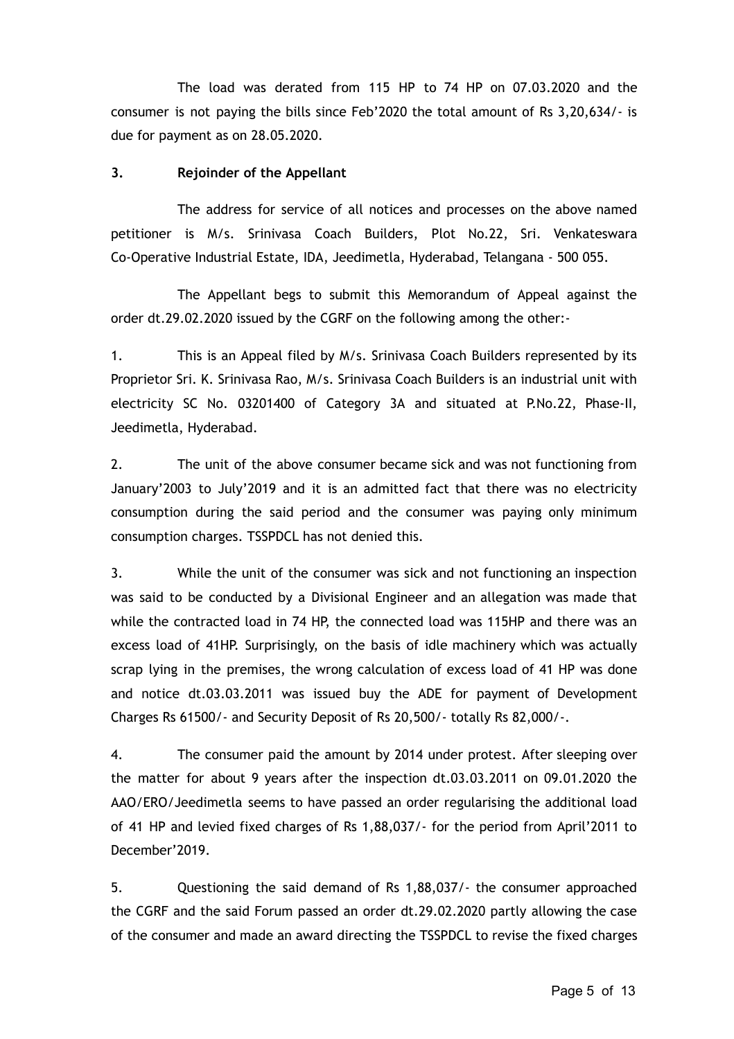The load was derated from 115 HP to 74 HP on 07.03.2020 and the consumer is not paying the bills since Feb'2020 the total amount of Rs 3,20,634/- is due for payment as on 28.05.2020.

**3. Rejoinder of the Appellant**

The address for service of all notices and processes on the above named petitioner is M/s. Srinivasa Coach Builders, Plot No.22, Sri. Venkateswara Co-Operative Industrial Estate, IDA, Jeedimetla, Hyderabad, Telangana - 500 055.

The Appellant begs to submit this Memorandum of Appeal against the order dt.29.02.2020 issued by the CGRF on the following among the other:-

1. This is an Appeal filed by M/s. Srinivasa Coach Builders represented by its Proprietor Sri. K. Srinivasa Rao, M/s. Srinivasa Coach Builders is an industrial unit with electricity SC No. 03201400 of Category 3A and situated at P.No.22, Phase-II, Jeedimetla, Hyderabad.

2. The unit of the above consumer became sick and was not functioning from January'2003 to July'2019 and it is an admitted fact that there was no electricity consumption during the said period and the consumer was paying only minimum consumption charges. TSSPDCL has not denied this.

3. While the unit of the consumer was sick and not functioning an inspection was said to be conducted by a Divisional Engineer and an allegation was made that while the contracted load in 74 HP, the connected load was 115HP and there was an excess load of 41HP. Surprisingly, on the basis of idle machinery which was actually scrap lying in the premises, the wrong calculation of excess load of 41 HP was done and notice dt.03.03.2011 was issued buy the ADE for payment of Development Charges Rs 61500/- and Security Deposit of Rs 20,500/- totally Rs 82,000/-.

4. The consumer paid the amount by 2014 under protest. After sleeping over the matter for about 9 years after the inspection dt.03.03.2011 on 09.01.2020 the AAO/ERO/Jeedimetla seems to have passed an order regularising the additional load of 41 HP and levied fixed charges of Rs 1,88,037/- for the period from April'2011 to December'2019.

5. Questioning the said demand of Rs 1,88,037/- the consumer approached the CGRF and the said Forum passed an order dt.29.02.2020 partly allowing the case of the consumer and made an award directing the TSSPDCL to revise the fixed charges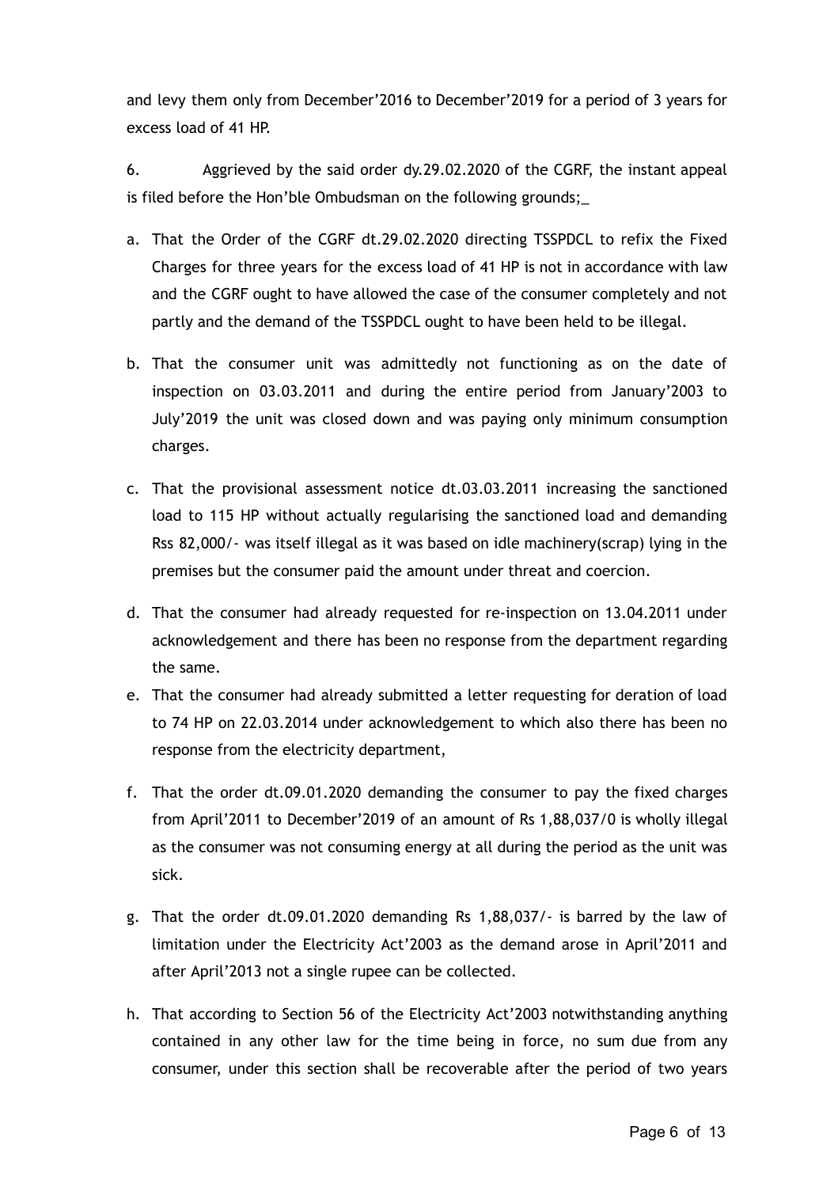and levy them only from December'2016 to December'2019 for a period of 3 years for excess load of 41 HP.

6. Aggrieved by the said order dy.29.02.2020 of the CGRF, the instant appeal is filed before the Hon'ble Ombudsman on the following grounds;_

a. That the Order of the CGRF dt.29.02.2020 directing TSSPDCL to refix the Fixed Charges for three years for the excess load of 41 HP is not in accordance with law and the CGRF ought to have allowed the case of the consumer completely and not partly and the demand of the TSSPDCL ought to have been held to be illegal.

b. That the consumer unit was admittedly not functioning as on the date of inspection on 03.03.2011 and during the entire period from January'2003 to July'2019 the unit was closed down and was paying only minimum consumption charges.

c. That the provisional assessment notice dt.03.03.2011 increasing the sanctioned load to 115 HP without actually regularising the sanctioned load and demanding Rss 82,000/- was itself illegal as it was based on idle machinery(scrap) lying in the premises but the consumer paid the amount under threat and coercion.

d. That the consumer had already requested for re-inspection on 13.04.2011 under acknowledgement and there has been no response from the department regarding the same.

e. That the consumer had already submitted a letter requesting for deration of load to 74 HP on 22.03.2014 under acknowledgement to which also there has been no response from the electricity department,

f. That the order dt.09.01.2020 demanding the consumer to pay the fixed charges from April'2011 to December'2019 of an amount of Rs 1,88,037/0 is wholly illegal as the consumer was not consuming energy at all during the period as the unit was sick.

g. That the order dt.09.01.2020 demanding Rs 1,88,037/- is barred by the law of limitation under the Electricity Act'2003 as the demand arose in April'2011 and after April'2013 not a single rupee can be collected.

h. That according to Section 56 of the Electricity Act'2003 notwithstanding anything contained in any other law for the time being in force, no sum due from any consumer, under this section shall be recoverable after the period of two years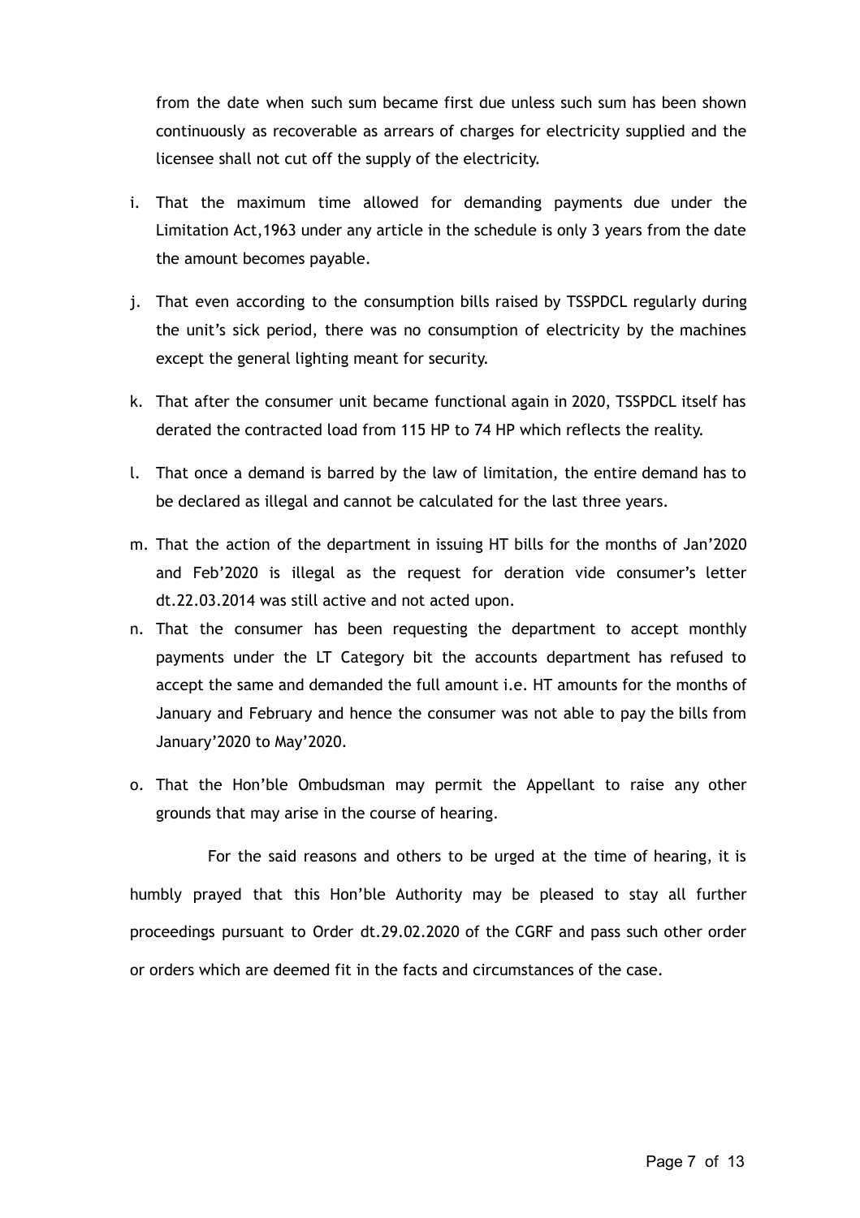from the date when such sum became first due unless such sum has been shown continuously as recoverable as arrears of charges for electricity supplied and the licensee shall not cut off the supply of the electricity.

i. That the maximum time allowed for demanding payments due under the Limitation Act,1963 under any article in the schedule is only 3 years from the date the amount becomes payable.

j. That even according to the consumption bills raised by TSSPDCL regularly during the unit's sick period, there was no consumption of electricity by the machines except the general lighting meant for security.

k. That after the consumer unit became functional again in 2020, TSSPDCL itself has derated the contracted load from 115 HP to 74 HP which reflects the reality.

l. That once a demand is barred by the law of limitation, the entire demand has to be declared as illegal and cannot be calculated for the last three years.

m. That the action of the department in issuing HT bills for the months of Jan'2020 and Feb'2020 is illegal as the request for deration vide consumer's letter dt.22.03.2014 was still active and not acted upon.

n. That the consumer has been requesting the department to accept monthly payments under the LT Category bit the accounts department has refused to accept the same and demanded the full amount i.e. HT amounts for the months of January and February and hence the consumer was not able to pay the bills from January'2020 to May'2020.

o. That the Hon'ble Ombudsman may permit the Appellant to raise any other grounds that may arise in the course of hearing.

For the said reasons and others to be urged at the time of hearing, it is humbly prayed that this Hon'ble Authority may be pleased to stay all further proceedings pursuant to Order dt.29.02.2020 of the CGRF and pass such other order or orders which are deemed fit in the facts and circumstances of the case.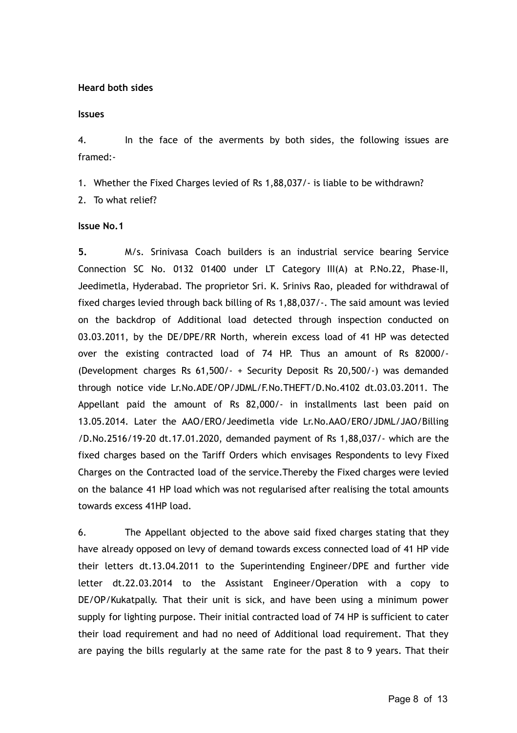**Heard both sides**

**Issues**

4. In the face of the averments by both sides, the following issues are framed:-

1. Whether the Fixed Charges levied of Rs 1,88,037/- is liable to be withdrawn?
2. To what relief?

**Issue No.1**

**5.** M/s. Srinivasa Coach builders is an industrial service bearing Service Connection SC No. 0132 01400 under LT Category III(A) at P.No.22, Phase-II, Jeedimetla, Hyderabad. The proprietor Sri. K. Srinivs Rao, pleaded for withdrawal of fixed charges levied through back billing of Rs 1,88,037/-. The said amount was levied on the backdrop of Additional load detected through inspection conducted on 03.03.2011, by the DE/DPE/RR North, wherein excess load of 41 HP was detected over the existing contracted load of 74 HP. Thus an amount of Rs 82000/- (Development charges Rs 61,500/- + Security Deposit Rs 20,500/-) was demanded through notice vide Lr.No.ADE/OP/JDML/F.No.THEFT/D.No.4102 dt.03.03.2011. The Appellant paid the amount of Rs 82,000/- in installments last been paid on 13.05.2014. Later the AAO/ERO/Jeedimetla vide Lr.No.AAO/ERO/JDML/JAO/Billing /D.No.2516/19-20 dt.17.01.2020, demanded payment of Rs 1,88,037/- which are the fixed charges based on the Tariff Orders which envisages Respondents to levy Fixed Charges on the Contracted load of the service.Thereby the Fixed charges were levied on the balance 41 HP load which was not regularised after realising the total amounts towards excess 41HP load.

6. The Appellant objected to the above said fixed charges stating that they have already opposed on levy of demand towards excess connected load of 41 HP vide their letters dt.13.04.2011 to the Superintending Engineer/DPE and further vide letter dt.22.03.2014 to the Assistant Engineer/Operation with a copy to DE/OP/Kukatpally. That their unit is sick, and have been using a minimum power supply for lighting purpose. Their initial contracted load of 74 HP is sufficient to cater their load requirement and had no need of Additional load requirement. That they are paying the bills regularly at the same rate for the past 8 to 9 years. That their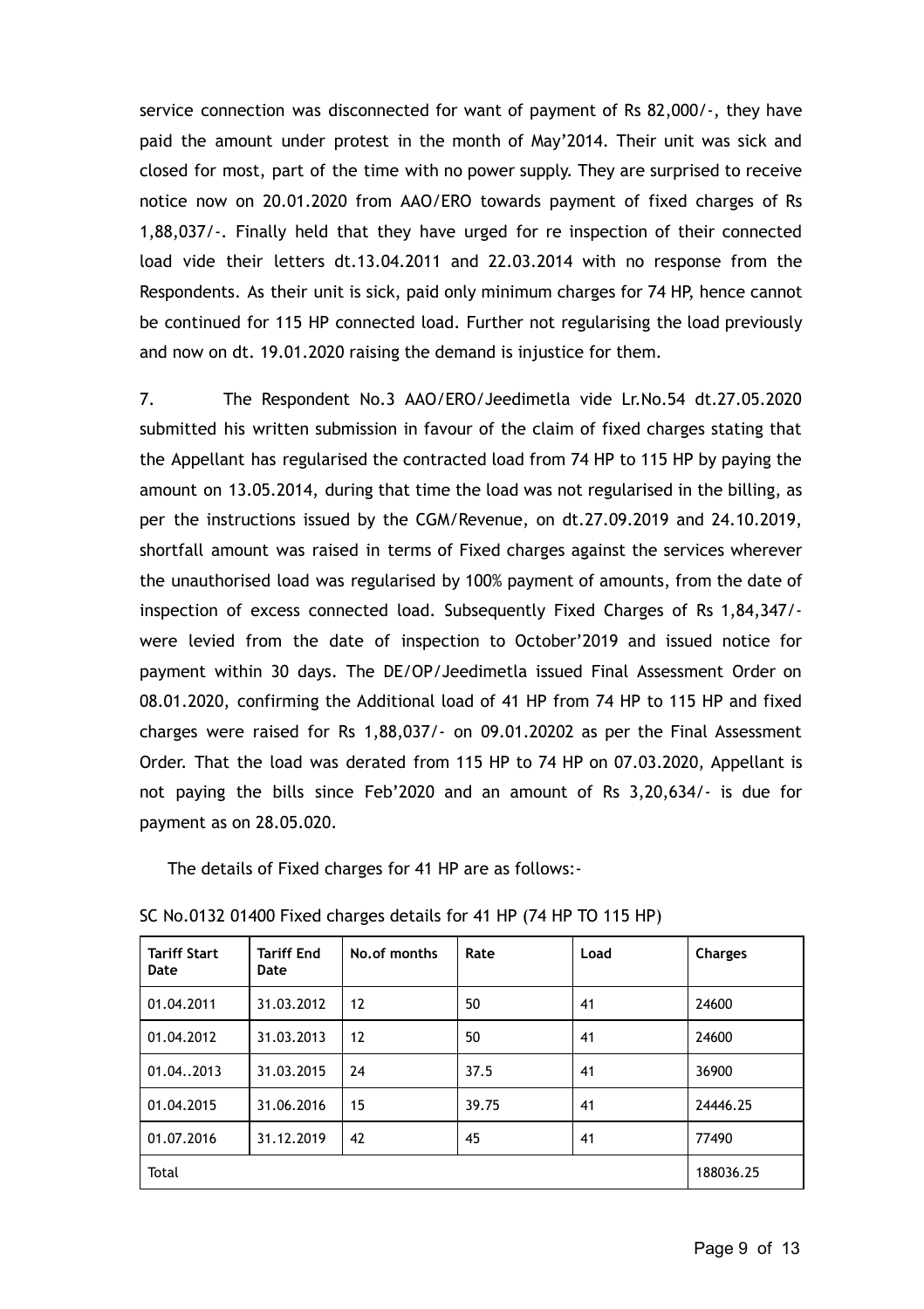service connection was disconnected for want of payment of Rs 82,000/-, they have paid the amount under protest in the month of May'2014. Their unit was sick and closed for most, part of the time with no power supply. They are surprised to receive notice now on 20.01.2020 from AAO/ERO towards payment of fixed charges of Rs 1,88,037/-. Finally held that they have urged for re inspection of their connected load vide their letters dt.13.04.2011 and 22.03.2014 with no response from the Respondents. As their unit is sick, paid only minimum charges for 74 HP, hence cannot be continued for 115 HP connected load. Further not regularising the load previously and now on dt. 19.01.2020 raising the demand is injustice for them.

7. The Respondent No.3 AAO/ERO/Jeedimetla vide Lr.No.54 dt.27.05.2020 submitted his written submission in favour of the claim of fixed charges stating that the Appellant has regularised the contracted load from 74 HP to 115 HP by paying the amount on 13.05.2014, during that time the load was not regularised in the billing, as per the instructions issued by the CGM/Revenue, on dt.27.09.2019 and 24.10.2019, shortfall amount was raised in terms of Fixed charges against the services wherever the unauthorised load was regularised by 100% payment of amounts, from the date of inspection of excess connected load. Subsequently Fixed Charges of Rs 1,84,347/- were levied from the date of inspection to October'2019 and issued notice for payment within 30 days. The DE/OP/Jeedimetla issued Final Assessment Order on 08.01.2020, confirming the Additional load of 41 HP from 74 HP to 115 HP and fixed charges were raised for Rs 1,88,037/- on 09.01.20202 as per the Final Assessment Order. That the load was derated from 115 HP to 74 HP on 07.03.2020, Appellant is not paying the bills since Feb'2020 and an amount of Rs 3,20,634/- is due for payment as on 28.05.020.

The details of Fixed charges for 41 HP are as follows:-

SC No.0132 01400 Fixed charges details for 41 HP (74 HP TO 115 HP)

| Tariff Start Date | Tariff End Date | No.of months | Rate | Load | Charges |
|---|---|---|---|---|---|
| 01.04.2011 | 31.03.2012 | 12 | 50 | 41 | 24600 |
| 01.04.2012 | 31.03.2013 | 12 | 50 | 41 | 24600 |
| 01.04..2013 | 31.03.2015 | 24 | 37.5 | 41 | 36900 |
| 01.04.2015 | 31.06.2016 | 15 | 39.75 | 41 | 24446.25 |
| 01.07.2016 | 31.12.2019 | 42 | 45 | 41 | 77490 |
| Total | | | | | 188036.25 |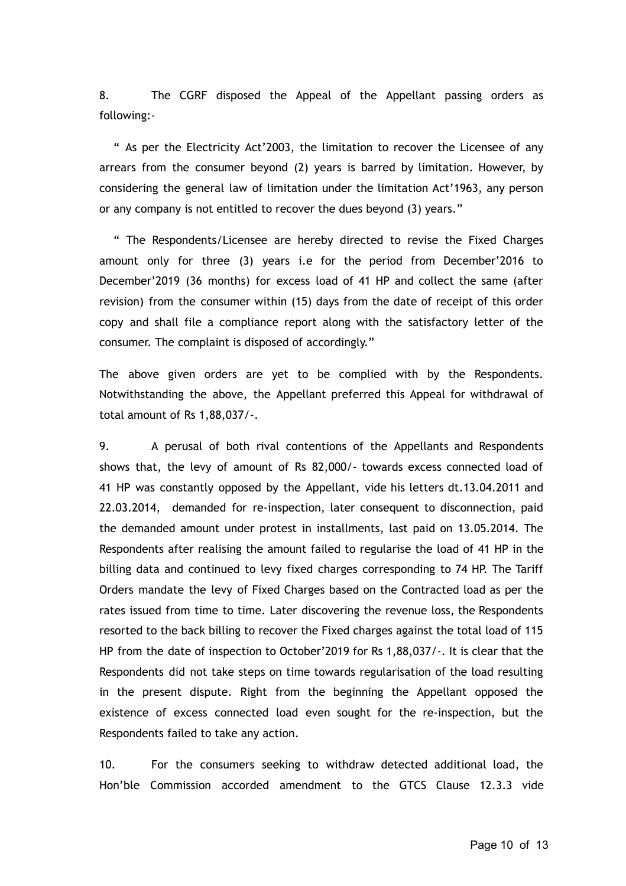8. The CGRF disposed the Appeal of the Appellant passing orders as following:-

" As per the Electricity Act'2003, the limitation to recover the Licensee of any arrears from the consumer beyond (2) years is barred by limitation. However, by considering the general law of limitation under the limitation Act'1963, any person or any company is not entitled to recover the dues beyond (3) years."

" The Respondents/Licensee are hereby directed to revise the Fixed Charges amount only for three (3) years i.e for the period from December'2016 to December'2019 (36 months) for excess load of 41 HP and collect the same (after revision) from the consumer within (15) days from the date of receipt of this order copy and shall file a compliance report along with the satisfactory letter of the consumer. The complaint is disposed of accordingly."

The above given orders are yet to be complied with by the Respondents. Notwithstanding the above, the Appellant preferred this Appeal for withdrawal of total amount of Rs 1,88,037/-.

9. A perusal of both rival contentions of the Appellants and Respondents shows that, the levy of amount of Rs 82,000/- towards excess connected load of 41 HP was constantly opposed by the Appellant, vide his letters dt.13.04.2011 and 22.03.2014, demanded for re-inspection, later consequent to disconnection, paid the demanded amount under protest in installments, last paid on 13.05.2014. The Respondents after realising the amount failed to regularise the load of 41 HP in the billing data and continued to levy fixed charges corresponding to 74 HP. The Tariff Orders mandate the levy of Fixed Charges based on the Contracted load as per the rates issued from time to time. Later discovering the revenue loss, the Respondents resorted to the back billing to recover the Fixed charges against the total load of 115 HP from the date of inspection to October'2019 for Rs 1,88,037/-. It is clear that the Respondents did not take steps on time towards regularisation of the load resulting in the present dispute. Right from the beginning the Appellant opposed the existence of excess connected load even sought for the re-inspection, but the Respondents failed to take any action.

10. For the consumers seeking to withdraw detected additional load, the Hon'ble Commission accorded amendment to the GTCS Clause 12.3.3 vide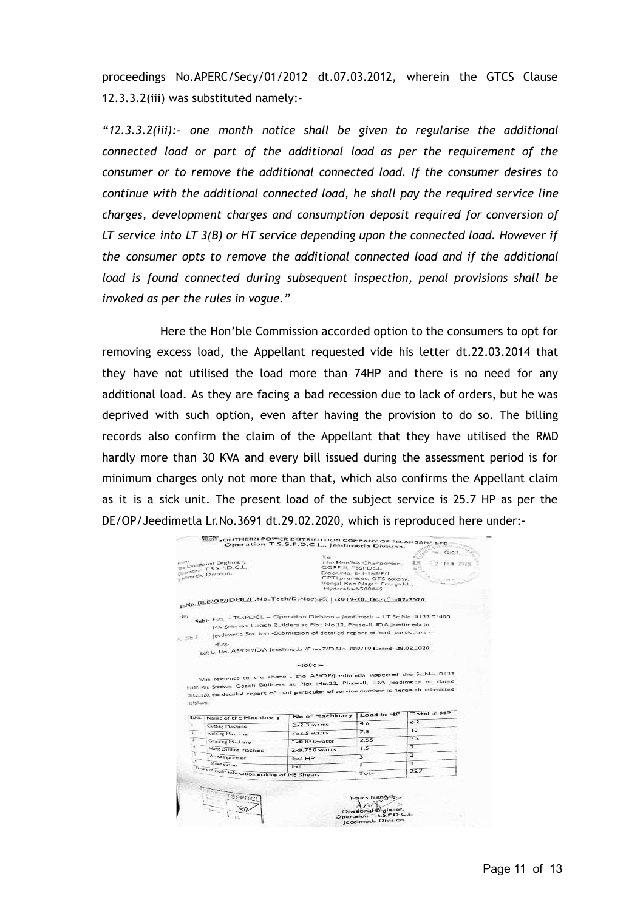proceedings No.APERC/Secy/01/2012 dt.07.03.2012, wherein the GTCS Clause 12.3.3.2(iii) was substituted namely:-

*"12.3.3.2(iii):- one month notice shall be given to regularise the additional connected load or part of the additional load as per the requirement of the consumer or to remove the additional connected load. If the consumer desires to continue with the additional connected load, he shall pay the required service line charges, development charges and consumption deposit required for conversion of LT service into LT 3(B) or HT service depending upon the connected load. However if the consumer opts to remove the additional connected load and if the additional load is found connected during subsequent inspection, penal provisions shall be invoked as per the rules in vogue."*

Here the Hon'ble Commission accorded option to the consumers to opt for removing excess load, the Appellant requested vide his letter dt.22.03.2014 that they have not utilised the load more than 74HP and there is no need for any additional load. As they are facing a bad recession due to lack of orders, but he was deprived with such option, even after having the provision to do so. The billing records also confirm the claim of the Appellant that they have utilised the RMD hardly more than 30 KVA and every bill issued during the assessment period is for minimum charges only not more than that, which also confirms the Appellant claim as it is a sick unit. The present load of the subject service is 25.7 HP as per the DE/OP/Jeedimetla Lr.No.3691 dt.29.02.2020, which is reproduced here under:-

SOUTHERN POWER DISTRIBUTION COMPANY OF TELANGANA LTD
Operation T.S.S.P.D.C.L., Jeedimetla Division.

From
The Divisional Engineer,
Operation T.S.S.P.D.C.L.
Jeedimetla Division.

To
The Hon'ble Chairperson,
CGRF-II, TSSPDCL
Door.No. 8-3-167/E/1
CPTI premises, GTS colony,
Vengal Rao Nagar, Erragadda,
Hyderabad-500045

Lr.No. DEE/OP/JDML/F.No.Tech/D.No. /2019-20, Dt: -02-2020.

Sir,

Sub:- Estt. – TSSPDCL – Operation Division – Jeedimetla – LT Sc.No. 0132 01400 M/s Srinivas Coach Builders at Plot No.22, Phase-II, IDA Jeedimetla in Jeedimetla Section -Submission of detailed report of load particulars - Reg.

Ref: Lr.No. AE/OP/IDA Jeedimetla /F.no.7/D.No. 882/19 Dated: 28.02.2020.

~:o0o:~

With reference to the above, the AE/OP/Jeedimetla inspected the Sc.No. 0132 01400 M/s Srinivas Coach Builders at Plot No.22, Phase-II, IDA Jeedimetla on dated 28.02.2020, the detailed report of load particular of service number is herewith submitted as follows:-

| Sl.No. | Name of the Machinery | No of Machinary | Load in HP | Total in HP |
|---|---|---|---|---|
| 1 | Cutting Machine | 2x2.3 watts | 4.6 | 6.2 |
| 2 | welding Machine | 3x2.5 watts | 7.5 | 10 |
| 3 | Grinding Machine | 3x0.850watts | 2.55 | 3.5 |
| 4 | Hand Drilling Machine | 2x0.750 watts | 1.5 | 2 |
| 5 | Air compressor | 1x3 HP | 3 | 3 |
| 6 | Sheet cutter | 1x1 | 1 | 1 |
| | Nature of work: Fabrication making of MS Sheets | | Total | 25.7 |

Yours faithfully,
Divisional Engineer,
Operation T.S.S.P.D.C.L.
Jeedimetla Division.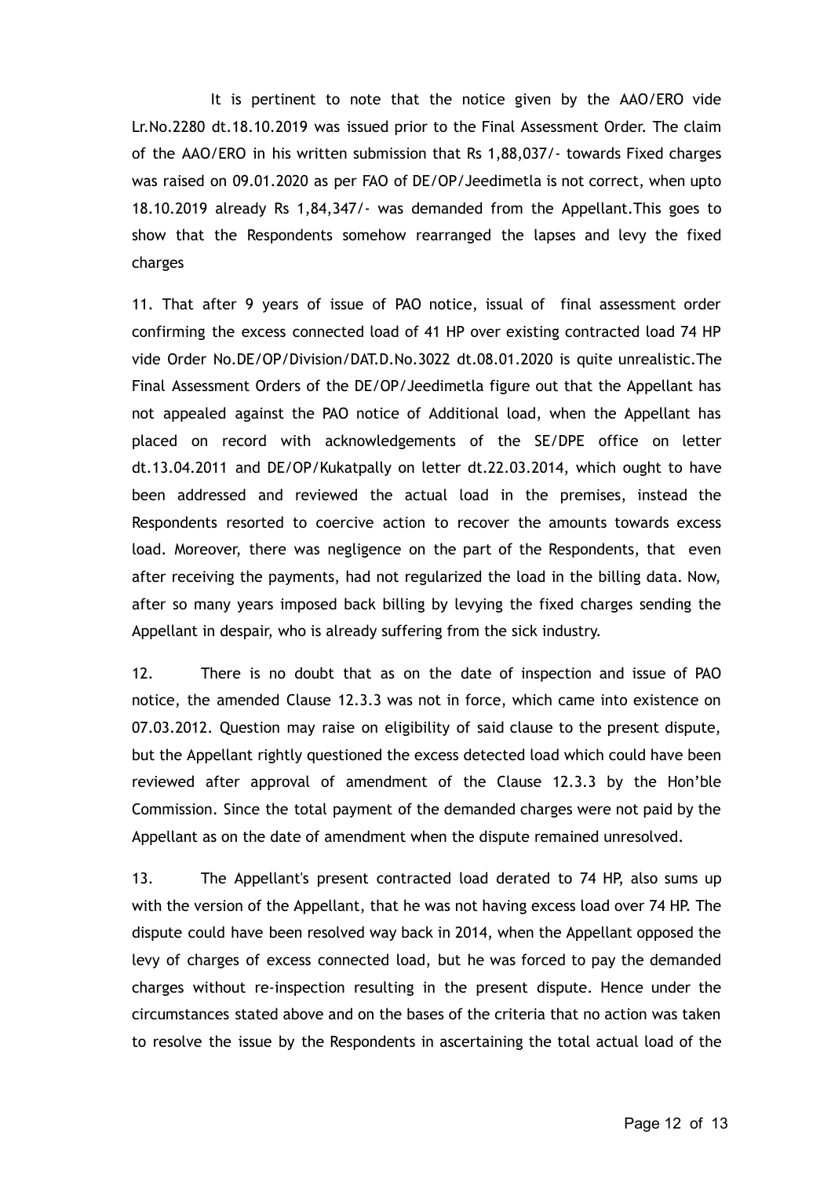It is pertinent to note that the notice given by the AAO/ERO vide Lr.No.2280 dt.18.10.2019 was issued prior to the Final Assessment Order. The claim of the AAO/ERO in his written submission that Rs 1,88,037/- towards Fixed charges was raised on 09.01.2020 as per FAO of DE/OP/Jeedimetla is not correct, when upto 18.10.2019 already Rs 1,84,347/- was demanded from the Appellant.This goes to show that the Respondents somehow rearranged the lapses and levy the fixed charges

11. That after 9 years of issue of PAO notice, issual of final assessment order confirming the excess connected load of 41 HP over existing contracted load 74 HP vide Order No.DE/OP/Division/DAT.D.No.3022 dt.08.01.2020 is quite unrealistic.The Final Assessment Orders of the DE/OP/Jeedimetla figure out that the Appellant has not appealed against the PAO notice of Additional load, when the Appellant has placed on record with acknowledgements of the SE/DPE office on letter dt.13.04.2011 and DE/OP/Kukatpally on letter dt.22.03.2014, which ought to have been addressed and reviewed the actual load in the premises, instead the Respondents resorted to coercive action to recover the amounts towards excess load. Moreover, there was negligence on the part of the Respondents, that even after receiving the payments, had not regularized the load in the billing data. Now, after so many years imposed back billing by levying the fixed charges sending the Appellant in despair, who is already suffering from the sick industry.

12. There is no doubt that as on the date of inspection and issue of PAO notice, the amended Clause 12.3.3 was not in force, which came into existence on 07.03.2012. Question may raise on eligibility of said clause to the present dispute, but the Appellant rightly questioned the excess detected load which could have been reviewed after approval of amendment of the Clause 12.3.3 by the Hon'ble Commission. Since the total payment of the demanded charges were not paid by the Appellant as on the date of amendment when the dispute remained unresolved.

13. The Appellant's present contracted load derated to 74 HP, also sums up with the version of the Appellant, that he was not having excess load over 74 HP. The dispute could have been resolved way back in 2014, when the Appellant opposed the levy of charges of excess connected load, but he was forced to pay the demanded charges without re-inspection resulting in the present dispute. Hence under the circumstances stated above and on the bases of the criteria that no action was taken to resolve the issue by the Respondents in ascertaining the total actual load of the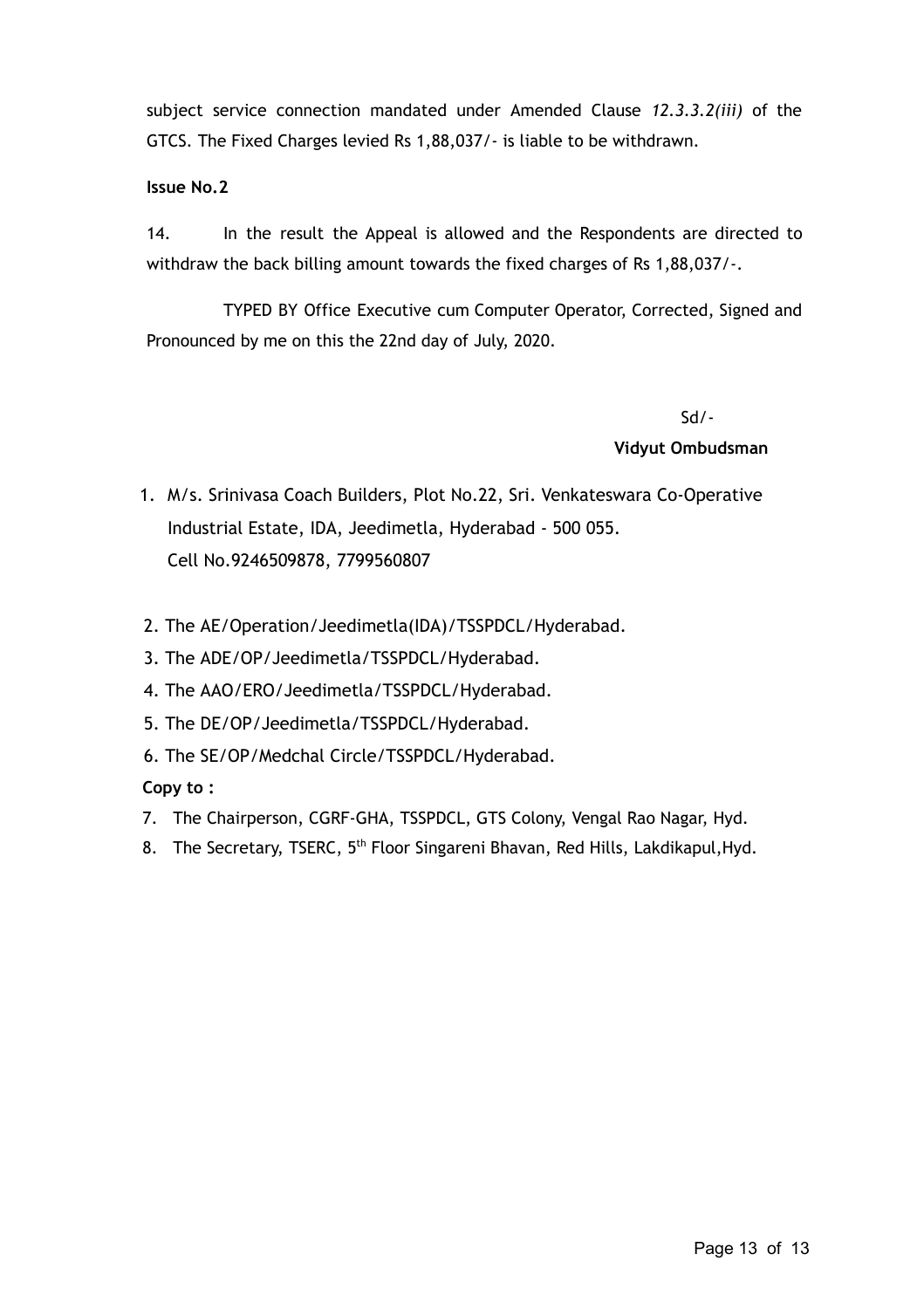subject service connection mandated under Amended Clause *12.3.3.2(iii)* of the GTCS. The Fixed Charges levied Rs 1,88,037/- is liable to be withdrawn.

**Issue No.2**

14. In the result the Appeal is allowed and the Respondents are directed to withdraw the back billing amount towards the fixed charges of Rs 1,88,037/-.

TYPED BY Office Executive cum Computer Operator, Corrected, Signed and Pronounced by me on this the 22nd day of July, 2020.

Sd/-

**Vidyut Ombudsman**

1. M/s. Srinivasa Coach Builders, Plot No.22, Sri. Venkateswara Co-Operative Industrial Estate, IDA, Jeedimetla, Hyderabad - 500 055.
   Cell No.9246509878, 7799560807

2. The AE/Operation/Jeedimetla(IDA)/TSSPDCL/Hyderabad.
3. The ADE/OP/Jeedimetla/TSSPDCL/Hyderabad.
4. The AAO/ERO/Jeedimetla/TSSPDCL/Hyderabad.
5. The DE/OP/Jeedimetla/TSSPDCL/Hyderabad.
6. The SE/OP/Medchal Circle/TSSPDCL/Hyderabad.

**Copy to :**

7. The Chairperson, CGRF-GHA, TSSPDCL, GTS Colony, Vengal Rao Nagar, Hyd.
8. The Secretary, TSERC, 5th Floor Singareni Bhavan, Red Hills, Lakdikapul,Hyd.